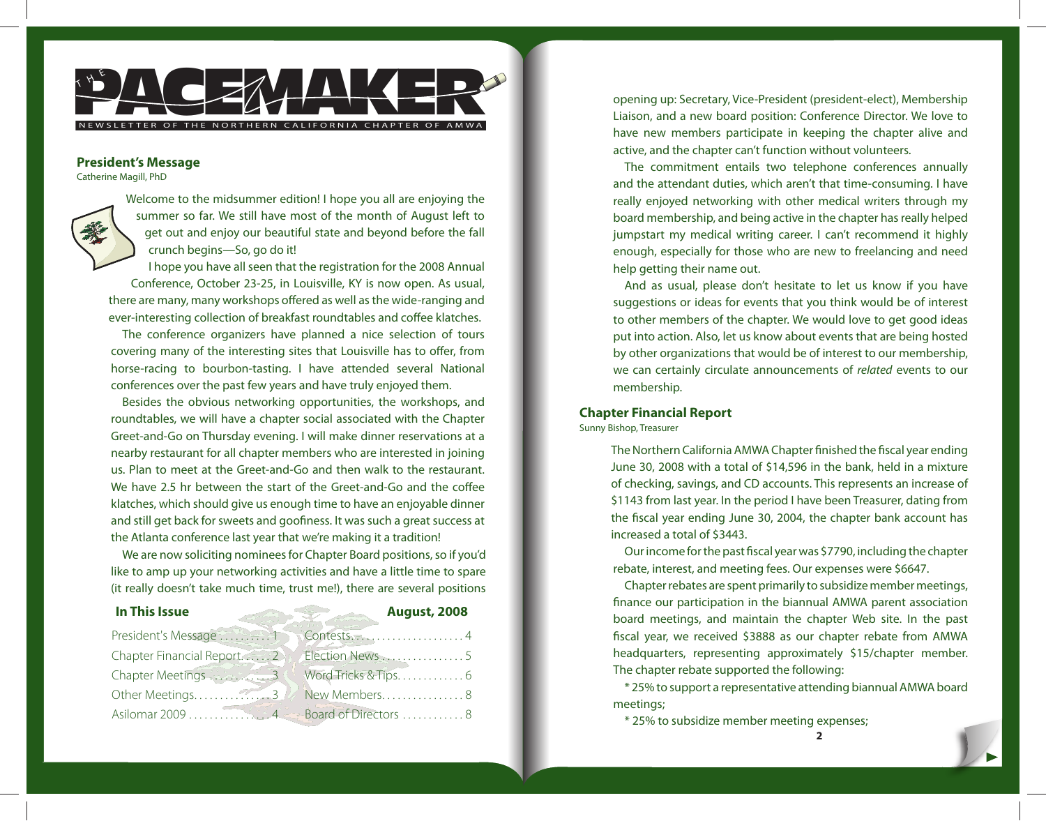# THE PACEMAKER

NEWSLETTER OF THE NORTHERN CALIFORNIA CHAPTER OF AMWA

## President's Message

Catherine Magill, PhD

Welcome to the midsummer edition! I hope you all are enjoying the summer so far. We still have most of the month of August left to get out and enjoy our beautiful state and beyond before the fall crunch begins—So, go do it!

I hope you have all seen that the registration for the 2008 Annual Conference, October 23-25, in Louisville, KY is now open. As usual, there are many, many workshops offered as well as the wide-ranging and ever-interesting collection of breakfast roundtables and coffee klatches.

The conference organizers have planned a nice selection of tours covering many of the interesting sites that Louisville has to offer, from horse-racing to bourbon-tasting. I have attended several National conferences over the past few years and have truly enjoyed them.

Besides the obvious networking opportunities, the workshops, and roundtables, we will have a chapter social associated with the Chapter Greet-and-Go on Thursday evening. I will make dinner reservations at a nearby restaurant for all chapter members who are interested in joining us. Plan to meet at the Greet-and-Go and then walk to the restaurant. We have 2.5 hr between the start of the Greet-and-Go and the coffee klatches, which should give us enough time to have an enjoyable dinner and still get back for sweets and goofiness. It was such a great success at the Atlanta conference last year that we're making it a tradition!

We are now soliciting nominees for Chapter Board positions, so if you'd like to amp up your networking activities and have a little time to spare (it really doesn't take much time, trust me!), there are several positions opening up: Secretary, Vice-President (president-elect), Membership Liaison, and a new board position: Conference Director. We love to have new members participate in keeping the chapter alive and active, and the chapter can't function without volunteers.

The commitment entails two telephone conferences annually and the attendant duties, which aren't that time-consuming. I have really enjoyed networking with other medical writers through my board membership, and being active in the chapter has really helped jumpstart my medical writing career. I can't recommend it highly enough, especially for those who are new to freelancing and need help getting their name out.

And as usual, please don't hesitate to let us know if you have suggestions or ideas for events that you think would be of interest to other members of the chapter. We would love to get good ideas put into action. Also, let us know about events that are being hosted by other organizations that would be of interest to our membership, we can certainly circulate announcements of *related* events to our membership.

### In This Issue — August, 2008

| | | | |
|---|---|---|---|
| President's Message | 1 | Contests | 4 |
| Chapter Financial Report | 2 | Election News | 5 |
| Chapter Meetings | 3 | Word Tricks & Tips | 6 |
| Other Meetings | 3 | New Members | 8 |
| Asilomar 2009 | 4 | Board of Directors | 8 |

## Chapter Financial Report

Sunny Bishop, Treasurer

The Northern California AMWA Chapter finished the fiscal year ending June 30, 2008 with a total of $14,596 in the bank, held in a mixture of checking, savings, and CD accounts. This represents an increase of $1143 from last year. In the period I have been Treasurer, dating from the fiscal year ending June 30, 2004, the chapter bank account has increased a total of $3443.

Our income for the past fiscal year was $7790, including the chapter rebate, interest, and meeting fees. Our expenses were $6647.

Chapter rebates are spent primarily to subsidize member meetings, finance our participation in the biannual AMWA parent association board meetings, and maintain the chapter Web site. In the past fiscal year, we received $3888 as our chapter rebate from AMWA headquarters, representing approximately $15/chapter member. The chapter rebate supported the following:

* 25% to support a representative attending biannual AMWA board meetings;

* 25% to subsidize member meeting expenses;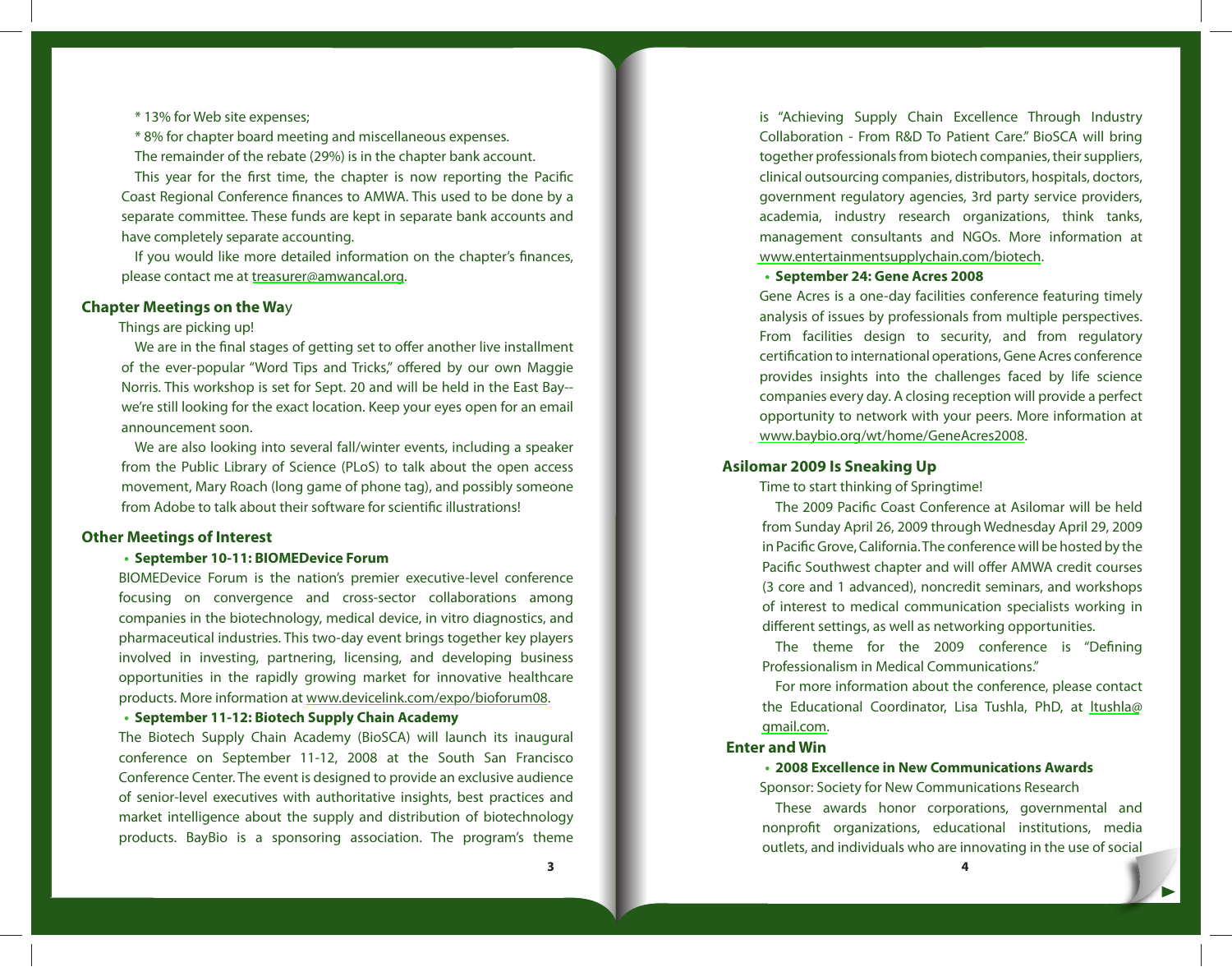* 13% for Web site expenses;

* 8% for chapter board meeting and miscellaneous expenses.

The remainder of the rebate (29%) is in the chapter bank account.

This year for the first time, the chapter is now reporting the Pacific Coast Regional Conference finances to AMWA. This used to be done by a separate committee. These funds are kept in separate bank accounts and have completely separate accounting.

If you would like more detailed information on the chapter's finances, please contact me at treasurer@amwancal.org.

## Chapter Meetings on the Way

Things are picking up!

We are in the final stages of getting set to offer another live installment of the ever-popular "Word Tips and Tricks," offered by our own Maggie Norris. This workshop is set for Sept. 20 and will be held in the East Bay--we're still looking for the exact location. Keep your eyes open for an email announcement soon.

We are also looking into several fall/winter events, including a speaker from the Public Library of Science (PLoS) to talk about the open access movement, Mary Roach (long game of phone tag), and possibly someone from Adobe to talk about their software for scientific illustrations!

## Other Meetings of Interest

- **September 10-11: BIOMEDevice Forum**

BIOMEDevice Forum is the nation's premier executive-level conference focusing on convergence and cross-sector collaborations among companies in the biotechnology, medical device, in vitro diagnostics, and pharmaceutical industries. This two-day event brings together key players involved in investing, partnering, licensing, and developing business opportunities in the rapidly growing market for innovative healthcare products. More information at www.devicelink.com/expo/bioforum08.

- **September 11-12: Biotech Supply Chain Academy**

The Biotech Supply Chain Academy (BioSCA) will launch its inaugural conference on September 11-12, 2008 at the South San Francisco Conference Center. The event is designed to provide an exclusive audience of senior-level executives with authoritative insights, best practices and market intelligence about the supply and distribution of biotechnology products. BayBio is a sponsoring association. The program's theme is "Achieving Supply Chain Excellence Through Industry Collaboration - From R&D To Patient Care." BioSCA will bring together professionals from biotech companies, their suppliers, clinical outsourcing companies, distributors, hospitals, doctors, government regulatory agencies, 3rd party service providers, academia, industry research organizations, think tanks, management consultants and NGOs. More information at www.entertainmentsupplychain.com/biotech.

- **September 24: Gene Acres 2008**

Gene Acres is a one-day facilities conference featuring timely analysis of issues by professionals from multiple perspectives. From facilities design to security, and from regulatory certification to international operations, Gene Acres conference provides insights into the challenges faced by life science companies every day. A closing reception will provide a perfect opportunity to network with your peers. More information at www.baybio.org/wt/home/GeneAcres2008.

## Asilomar 2009 Is Sneaking Up

Time to start thinking of Springtime!

The 2009 Pacific Coast Conference at Asilomar will be held from Sunday April 26, 2009 through Wednesday April 29, 2009 in Pacific Grove, California. The conference will be hosted by the Pacific Southwest chapter and will offer AMWA credit courses (3 core and 1 advanced), noncredit seminars, and workshops of interest to medical communication specialists working in different settings, as well as networking opportunities.

The theme for the 2009 conference is "Defining Professionalism in Medical Communications."

For more information about the conference, please contact the Educational Coordinator, Lisa Tushla, PhD, at ltushla@gmail.com.

## Enter and Win

- **2008 Excellence in New Communications Awards**

Sponsor: Society for New Communications Research

These awards honor corporations, governmental and nonprofit organizations, educational institutions, media outlets, and individuals who are innovating in the use of social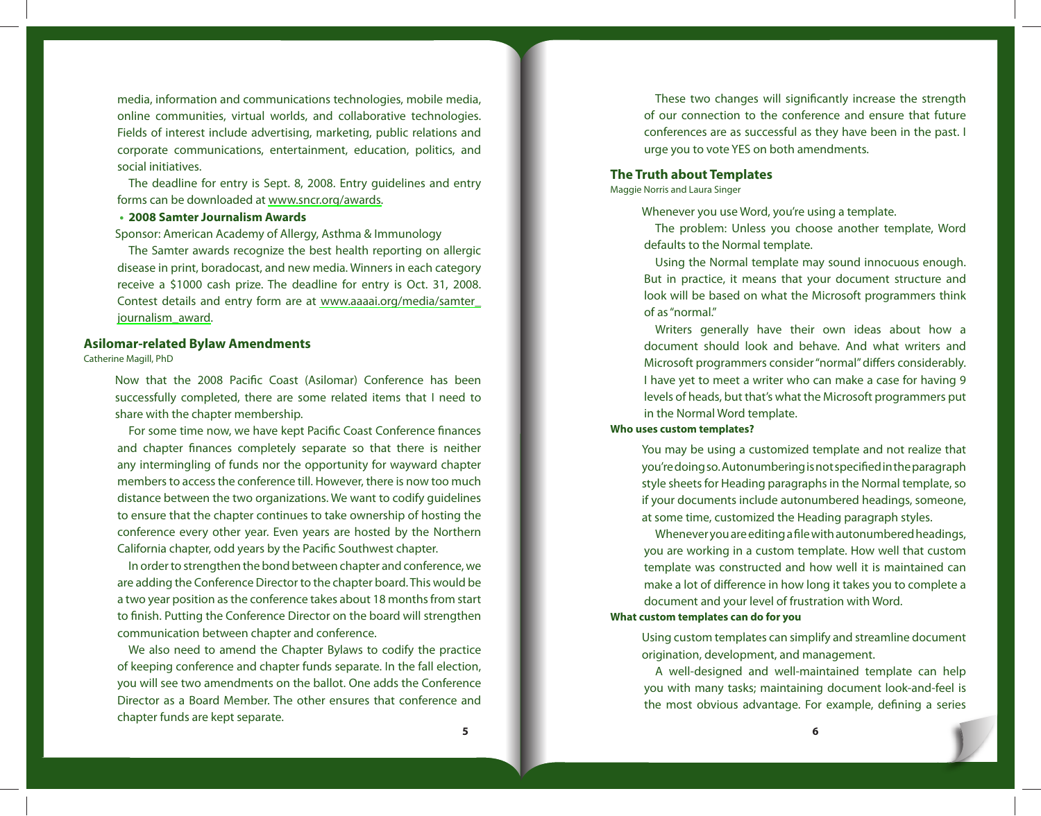media, information and communications technologies, mobile media, online communities, virtual worlds, and collaborative technologies. Fields of interest include advertising, marketing, public relations and corporate communications, entertainment, education, politics, and social initiatives.

The deadline for entry is Sept. 8, 2008. Entry guidelines and entry forms can be downloaded at www.sncr.org/awards.

- **2008 Samter Journalism Awards**

Sponsor: American Academy of Allergy, Asthma & Immunology

The Samter awards recognize the best health reporting on allergic disease in print, boradocast, and new media. Winners in each category receive a $1000 cash prize. The deadline for entry is Oct. 31, 2008. Contest details and entry form are at www.aaaai.org/media/samter_journalism_award.

## Asilomar-related Bylaw Amendments

Catherine Magill, PhD

Now that the 2008 Pacific Coast (Asilomar) Conference has been successfully completed, there are some related items that I need to share with the chapter membership.

For some time now, we have kept Pacific Coast Conference finances and chapter finances completely separate so that there is neither any intermingling of funds nor the opportunity for wayward chapter members to access the conference till. However, there is now too much distance between the two organizations. We want to codify guidelines to ensure that the chapter continues to take ownership of hosting the conference every other year. Even years are hosted by the Northern California chapter, odd years by the Pacific Southwest chapter.

In order to strengthen the bond between chapter and conference, we are adding the Conference Director to the chapter board. This would be a two year position as the conference takes about 18 months from start to finish. Putting the Conference Director on the board will strengthen communication between chapter and conference.

We also need to amend the Chapter Bylaws to codify the practice of keeping conference and chapter funds separate. In the fall election, you will see two amendments on the ballot. One adds the Conference Director as a Board Member. The other ensures that conference and chapter funds are kept separate.

These two changes will significantly increase the strength of our connection to the conference and ensure that future conferences are as successful as they have been in the past. I urge you to vote YES on both amendments.

## The Truth about Templates

Maggie Norris and Laura Singer

Whenever you use Word, you're using a template.

The problem: Unless you choose another template, Word defaults to the Normal template.

Using the Normal template may sound innocuous enough. But in practice, it means that your document structure and look will be based on what the Microsoft programmers think of as "normal."

Writers generally have their own ideas about how a document should look and behave. And what writers and Microsoft programmers consider "normal" differs considerably. I have yet to meet a writer who can make a case for having 9 levels of heads, but that's what the Microsoft programmers put in the Normal Word template.

### Who uses custom templates?

You may be using a customized template and not realize that you're doing so. Autonumbering is not specified in the paragraph style sheets for Heading paragraphs in the Normal template, so if your documents include autonumbered headings, someone, at some time, customized the Heading paragraph styles.

Whenever you are editing a file with autonumbered headings, you are working in a custom template. How well that custom template was constructed and how well it is maintained can make a lot of difference in how long it takes you to complete a document and your level of frustration with Word.

### What custom templates can do for you

Using custom templates can simplify and streamline document origination, development, and management.

A well-designed and well-maintained template can help you with many tasks; maintaining document look-and-feel is the most obvious advantage. For example, defining a series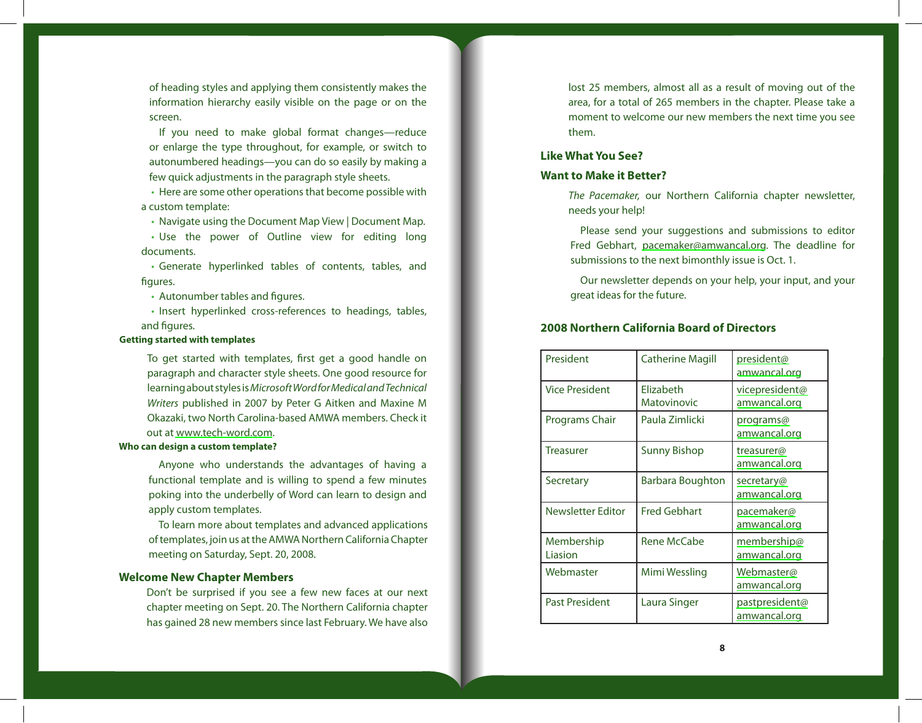of heading styles and applying them consistently makes the information hierarchy easily visible on the page or on the screen.

If you need to make global format changes—reduce or enlarge the type throughout, for example, or switch to autonumbered headings—you can do so easily by making a few quick adjustments in the paragraph style sheets.

- Here are some other operations that become possible with a custom template:
- Navigate using the Document Map View | Document Map.
- Use the power of Outline view for editing long documents.
- Generate hyperlinked tables of contents, tables, and figures.
- Autonumber tables and figures.
- Insert hyperlinked cross-references to headings, tables, and figures.

#### Getting started with templates

To get started with templates, first get a good handle on paragraph and character style sheets. One good resource for learning about styles is *Microsoft Word for Medical and Technical Writers* published in 2007 by Peter G Aitken and Maxine M Okazaki, two North Carolina-based AMWA members. Check it out at www.tech-word.com.

#### Who can design a custom template?

Anyone who understands the advantages of having a functional template and is willing to spend a few minutes poking into the underbelly of Word can learn to design and apply custom templates.

To learn more about templates and advanced applications of templates, join us at the AMWA Northern California Chapter meeting on Saturday, Sept. 20, 2008.

### Welcome New Chapter Members

Don't be surprised if you see a few new faces at our next chapter meeting on Sept. 20. The Northern California chapter has gained 28 new members since last February. We have also lost 25 members, almost all as a result of moving out of the area, for a total of 265 members in the chapter. Please take a moment to welcome our new members the next time you see them.

### Like What You See?

### Want to Make it Better?

*The Pacemaker,* our Northern California chapter newsletter, needs your help!

Please send your suggestions and submissions to editor Fred Gebhart, pacemaker@amwancal.org. The deadline for submissions to the next bimonthly issue is Oct. 1.

Our newsletter depends on your help, your input, and your great ideas for the future.

### 2008 Northern California Board of Directors

| | | |
|---|---|---|
| President | Catherine Magill | president@amwancal.org |
| Vice President | Elizabeth Matovinovic | vicepresident@amwancal.org |
| Programs Chair | Paula Zimlicki | programs@amwancal.org |
| Treasurer | Sunny Bishop | treasurer@amwancal.org |
| Secretary | Barbara Boughton | secretary@amwancal.org |
| Newsletter Editor | Fred Gebhart | pacemaker@amwancal.org |
| Membership Liasion | Rene McCabe | membership@amwancal.org |
| Webmaster | Mimi Wessling | Webmaster@amwancal.org |
| Past President | Laura Singer | pastpresident@amwancal.org |